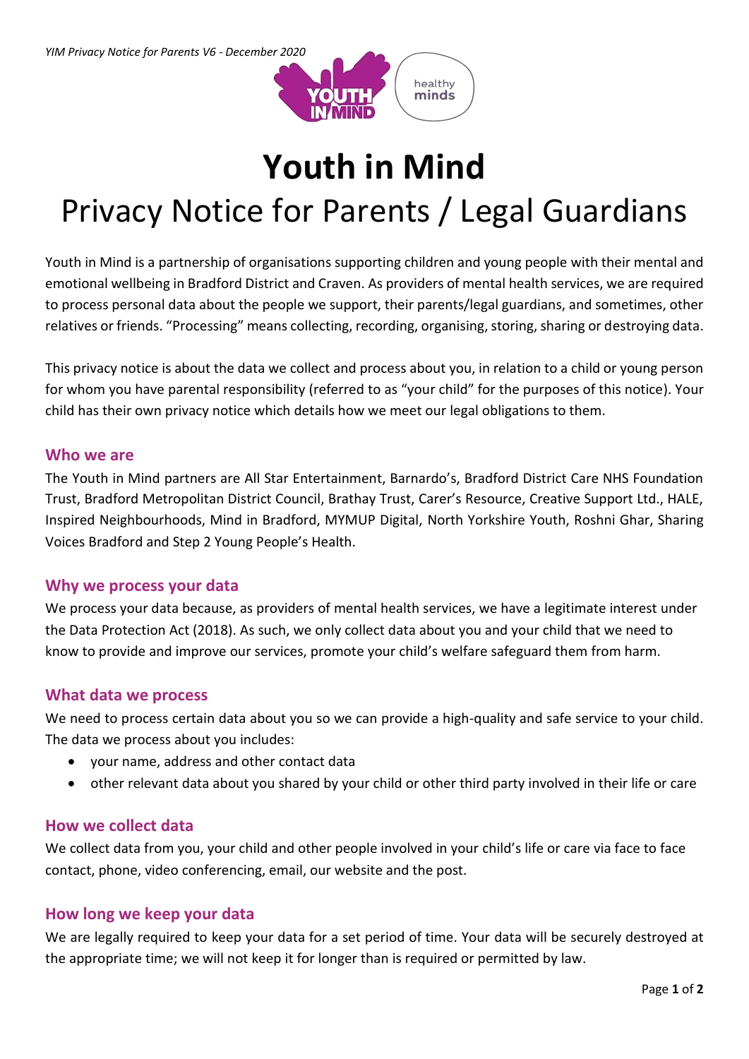# Youth in Mind

## Privacy Notice for Parents / Legal Guardians

Youth in Mind is a partnership of organisations supporting children and young people with their mental and emotional wellbeing in Bradford District and Craven. As providers of mental health services, we are required to process personal data about the people we support, their parents/legal guardians, and sometimes, other relatives or friends. "Processing" means collecting, recording, organising, storing, sharing or destroying data.

This privacy notice is about the data we collect and process about you, in relation to a child or young person for whom you have parental responsibility (referred to as "your child" for the purposes of this notice). Your child has their own privacy notice which details how we meet our legal obligations to them.

### Who we are

The Youth in Mind partners are All Star Entertainment, Barnardo's, Bradford District Care NHS Foundation Trust, Bradford Metropolitan District Council, Brathay Trust, Carer's Resource, Creative Support Ltd., HALE, Inspired Neighbourhoods, Mind in Bradford, MYMUP Digital, North Yorkshire Youth, Roshni Ghar, Sharing Voices Bradford and Step 2 Young People's Health.

### Why we process your data

We process your data because, as providers of mental health services, we have a legitimate interest under the Data Protection Act (2018). As such, we only collect data about you and your child that we need to know to provide and improve our services, promote your child's welfare safeguard them from harm.

### What data we process

We need to process certain data about you so we can provide a high-quality and safe service to your child. The data we process about you includes:

- your name, address and other contact data
- other relevant data about you shared by your child or other third party involved in their life or care

### How we collect data

We collect data from you, your child and other people involved in your child's life or care via face to face contact, phone, video conferencing, email, our website and the post.

### How long we keep your data

We are legally required to keep your data for a set period of time. Your data will be securely destroyed at the appropriate time; we will not keep it for longer than is required or permitted by law.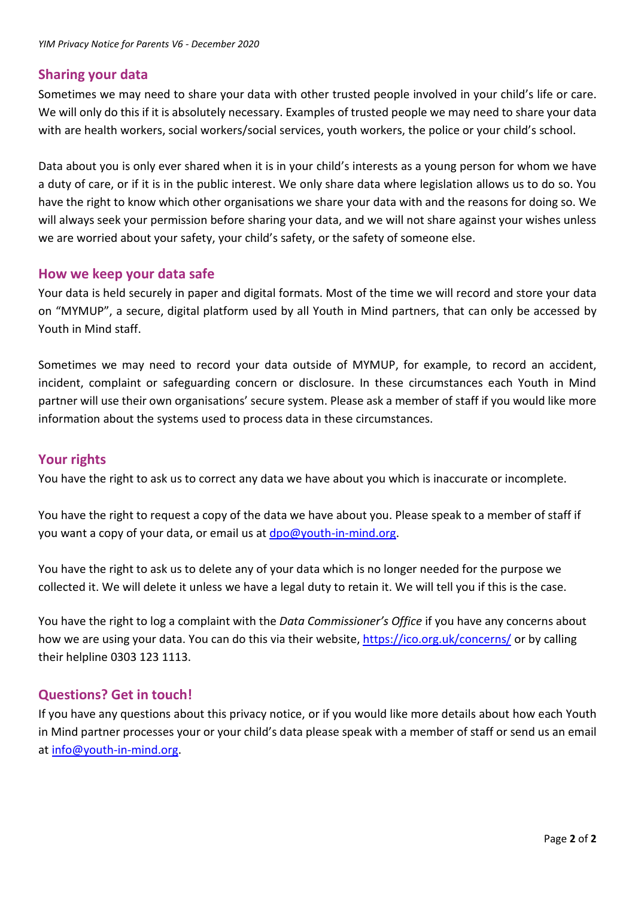## Sharing your data

Sometimes we may need to share your data with other trusted people involved in your child's life or care. We will only do this if it is absolutely necessary. Examples of trusted people we may need to share your data with are health workers, social workers/social services, youth workers, the police or your child's school.

Data about you is only ever shared when it is in your child's interests as a young person for whom we have a duty of care, or if it is in the public interest. We only share data where legislation allows us to do so. You have the right to know which other organisations we share your data with and the reasons for doing so. We will always seek your permission before sharing your data, and we will not share against your wishes unless we are worried about your safety, your child's safety, or the safety of someone else.

## How we keep your data safe

Your data is held securely in paper and digital formats. Most of the time we will record and store your data on "MYMUP", a secure, digital platform used by all Youth in Mind partners, that can only be accessed by Youth in Mind staff.

Sometimes we may need to record your data outside of MYMUP, for example, to record an accident, incident, complaint or safeguarding concern or disclosure. In these circumstances each Youth in Mind partner will use their own organisations' secure system. Please ask a member of staff if you would like more information about the systems used to process data in these circumstances.

## Your rights

You have the right to ask us to correct any data we have about you which is inaccurate or incomplete.

You have the right to request a copy of the data we have about you. Please speak to a member of staff if you want a copy of your data, or email us at [dpo@youth-in-mind.org](mailto:dpo@youth-in-mind.org).

You have the right to ask us to delete any of your data which is no longer needed for the purpose we collected it. We will delete it unless we have a legal duty to retain it. We will tell you if this is the case.

You have the right to log a complaint with the *Data Commissioner's Office* if you have any concerns about how we are using your data. You can do this via their website, [https://ico.org.uk/concerns/](https://ico.org.uk/concerns/) or by calling their helpline 0303 123 1113.

## Questions? Get in touch!

If you have any questions about this privacy notice, or if you would like more details about how each Youth in Mind partner processes your or your child's data please speak with a member of staff or send us an email at [info@youth-in-mind.org](mailto:info@youth-in-mind.org).